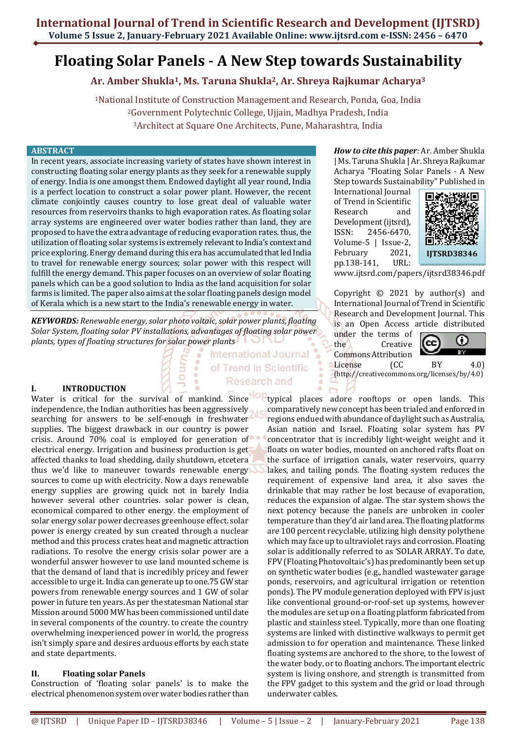# Floating Solar Panels - A New Step towards Sustainability

**Ar. Amber Shukla[1], Ms. Taruna Shukla[2], Ar. Shreya Rajkumar Acharya[3]**

[1]National Institute of Construction Management and Research, Ponda, Goa, India
[2]Government Polytechnic College, Ujjain, Madhya Pradesh, India
[3]Architect at Square One Architects, Pune, Maharashtra, India

## ABSTRACT

In recent years, associate increasing variety of states have shown interest in constructing floating solar energy plants as they seek for a renewable supply of energy. India is one amongst them. Endowed daylight all year round, India is a perfect location to construct a solar power plant. However, the recent climate conjointly causes country to lose great deal of valuable water resources from reservoirs thanks to high evaporation rates. As floating solar array systems are engineered over water bodies rather than land, they are proposed to have the extra advantage of reducing evaporation rates. thus, the utilization of floating solar systems is extremely relevant to India's context and price exploring. Energy demand during this era has accumulated that led India to travel for renewable energy sources; solar power with this respect will fulfill the energy demand. This paper focuses on an overview of solar floating panels which can be a good solution to India as the land acquisition for solar farms is limited. The paper also aims at the solar floating panels design model of Kerala which is a new start to the India's renewable energy in water.

***KEYWORDS:*** *Renewable energy, solar photo voltaic, solar power plants, floating Solar System, floating solar PV installations, advantages of floating solar power plants, types of floating structures for solar power plants*

***How to cite this paper****:* Ar. Amber Shukla | Ms. Taruna Shukla | Ar. Shreya Rajkumar Acharya "Floating Solar Panels - A New Step towards Sustainability" Published in International Journal of Trend in Scientific Research and Development (ijtsrd), ISSN: 2456-6470, Volume-5 | Issue-2, February 2021, pp.138-141, URL: www.ijtsrd.com/papers/ijtsrd38346.pdf

IJTSRD38346

Copyright © 2021 by author(s) and International Journal of Trend in Scientific Research and Development Journal. This is an Open Access article distributed under the terms of the Creative Commons Attribution License (CC BY 4.0) (http://creativecommons.org/licenses/by/4.0)

## I. INTRODUCTION

Water is critical for the survival of mankind. Since independence, the Indian authorities has been aggressively searching for answers to be self-enough in freshwater supplies. The biggest drawback in our country is power crisis. Around 70% coal is employed for generation of electrical energy. Irrigation and business production is get affected thanks to load shedding, daily shutdown, etcetera thus we'd like to maneuver towards renewable energy sources to come up with electricity. Now a days renewable energy supplies are growing quick not in barely India however several other countries. solar power is clean, economical compared to other energy. the employment of solar energy solar power decreases greenhouse effect. solar power is energy created by sun created through a nuclear method and this process crates heat and magnetic attraction radiations. To resolve the energy crisis solar power are a wonderful answer however to use land mounted scheme is that the demand of land that is incredibly pricey and fewer accessible to urge it. India can generate up to one.75 GW star powers from renewable energy sources and 1 GW of solar power in future ten years. As per the statesman National star Mission around 5000 MW has been commissioned until date in several components of the country. to create the country overwhelming inexperienced power in world, the progress isn't simply spare and desires arduous efforts by each state and state departments.

## II. Floating solar Panels

Construction of 'floating solar panels' is to make the electrical phenomenon system over water bodies rather than typical places adore rooftops or open lands. This comparatively new concept has been trialed and enforced in regions endued with abundance of daylight such as Australia, Asian nation and Israel. Floating solar system has PV concentrator that is incredibly light-weight weight and it floats on water bodies, mounted on anchored rafts float on the surface of irrigation canals, water reservoirs, quarry lakes, and tailing ponds. The floating system reduces the requirement of expensive land area, it also saves the drinkable that may rather be lost because of evaporation, reduces the expansion of algae. The star system shows the next potency because the panels are unbroken in cooler temperature than they'd air land area. The floating platforms are 100 percent recyclable, utilizing high density polythene which may face up to ultraviolet rays and corrosion. Floating solar is additionally referred to as 'SOLAR ARRAY. To date, FPV (Floating Photovoltaic's) has predominantly been set up on synthetic water bodies (e.g., handled wastewater garage ponds, reservoirs, and agricultural irrigation or retention ponds). The PV module generation deployed with FPV is just like conventional ground-or-roof-set up systems, however the modules are set up on a floating platform fabricated from plastic and stainless steel. Typically, more than one floating systems are linked with distinctive walkways to permit get admission to for operation and maintenance. These linked floating systems are anchored to the shore, to the lowest of the water body, or to floating anchors. The important electric system is living onshore, and strength is transmitted from the FPV gadget to this system and the grid or load through underwater cables.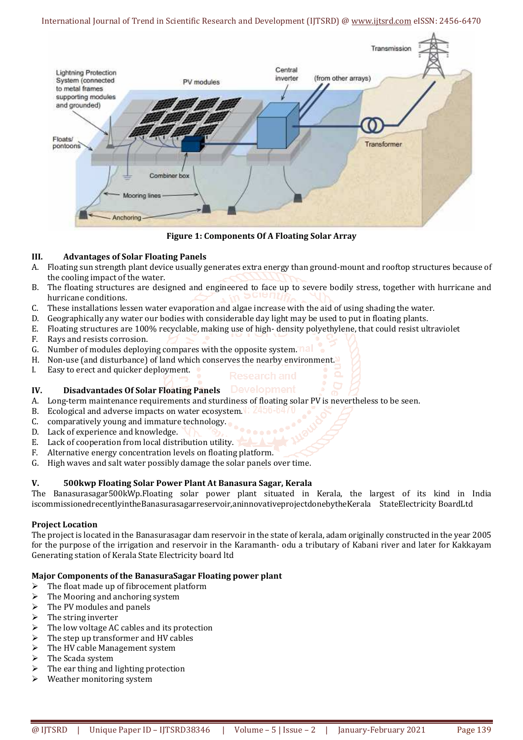**Figure 1: Components Of A Floating Solar Array**

## III. Advantages of Solar Floating Panels

A. Floating sun strength plant device usually generates extra energy than ground-mount and rooftop structures because of the cooling impact of the water.
B. The floating structures are designed and engineered to face up to severe bodily stress, together with hurricane and hurricane conditions.
C. These installations lessen water evaporation and algae increase with the aid of using shading the water.
D. Geographically any water our bodies with considerable day light may be used to put in floating plants.
E. Floating structures are 100% recyclable, making use of high- density polyethylene, that could resist ultraviolet
F. Rays and resists corrosion.
G. Number of modules deploying compares with the opposite system.
H. Non-use (and disturbance) of land which conserves the nearby environment.
I. Easy to erect and quicker deployment.

## IV. Disadvantades Of Solar Floating Panels

A. Long-term maintenance requirements and sturdiness of floating solar PV is nevertheless to be seen.
B. Ecological and adverse impacts on water ecosystem.
C. comparatively young and immature technology.
D. Lack of experience and knowledge.
E. Lack of cooperation from local distribution utility.
F. Alternative energy concentration levels on floating platform.
G. High waves and salt water possibly damage the solar panels over time.

## V. 500kwp Floating Solar Power Plant At Banasura Sagar, Kerala

The Banasurasagar500kWp.Floating solar power plant situated in Kerala, the largest of its kind in India iscommissionedrecentlyintheBanasurasagarreservoir,aninnovativeprojectdonebytheKerala StateElectricity BoardLtd

### Project Location

The project is located in the Banasurasagar dam reservoir in the state of kerala, adam originally constructed in the year 2005 for the purpose of the irrigation and reservoir in the Karamanth- odu a tributary of Kabani river and later for Kakkayam Generating station of Kerala State Electricity board ltd

### Major Components of the BanasuraSagar Floating power plant

- The float made up of fibrocement platform
- The Mooring and anchoring system
- The PV modules and panels
- The string inverter
- The low voltage AC cables and its protection
- The step up transformer and HV cables
- The HV cable Management system
- The Scada system
- The ear thing and lighting protection
- Weather monitoring system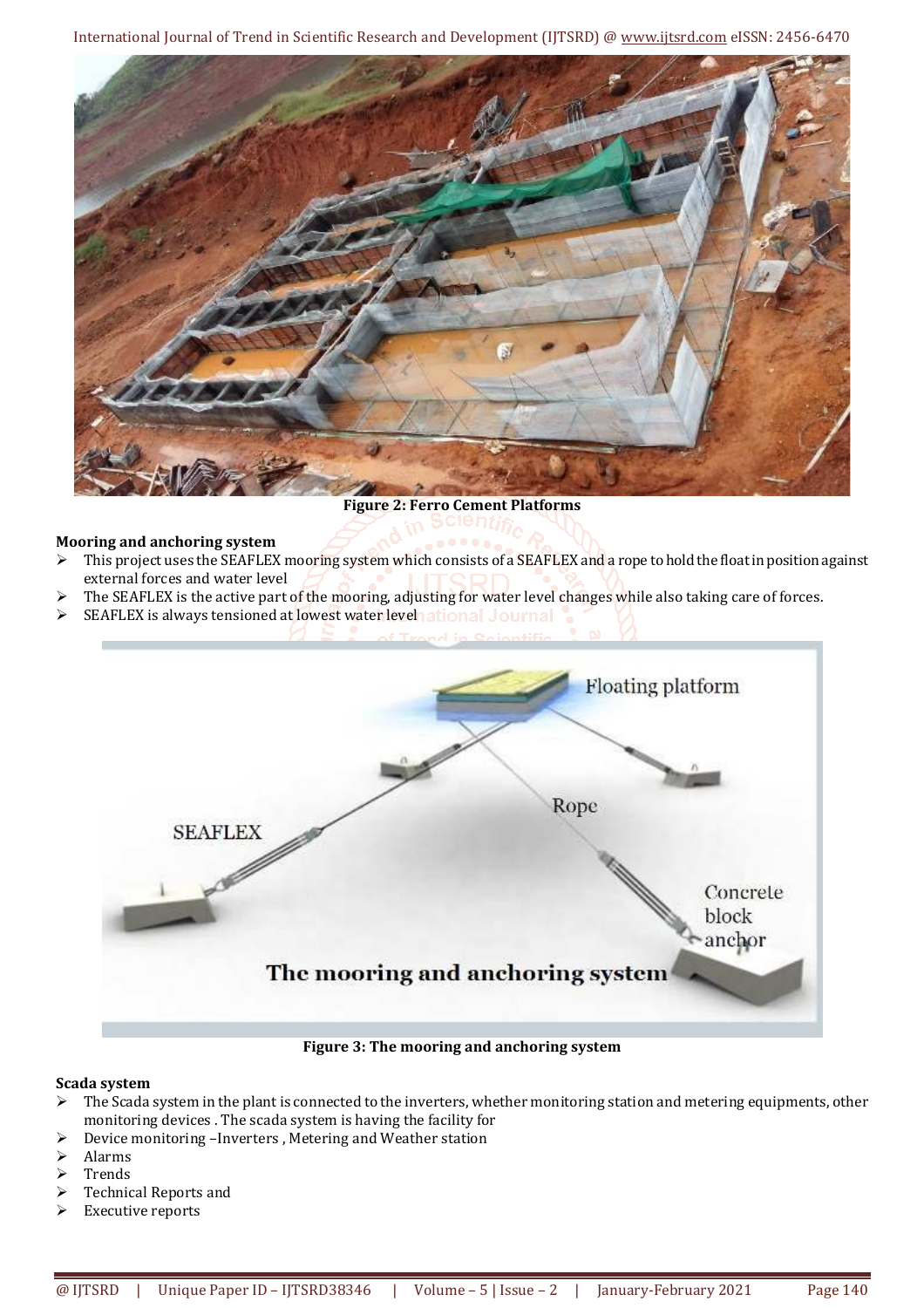Figure 2: Ferro Cement Platforms

**Mooring and anchoring system**

- This project uses the SEAFLEX mooring system which consists of a SEAFLEX and a rope to hold the float in position against external forces and water level
- The SEAFLEX is the active part of the mooring, adjusting for water level changes while also taking care of forces.
- SEAFLEX is always tensioned at lowest water level

Figure 3: The mooring and anchoring system

**Scada system**

- The Scada system in the plant is connected to the inverters, whether monitoring station and metering equipments, other monitoring devices . The scada system is having the facility for
- Device monitoring –Inverters , Metering and Weather station
- Alarms
- Trends
- Technical Reports and
- Executive reports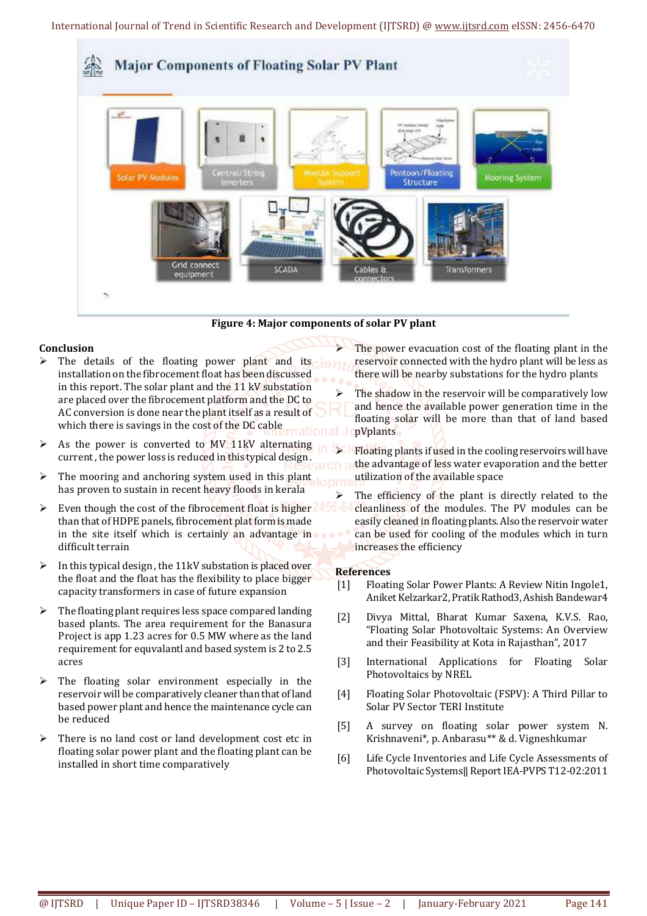Major Components of Floating Solar PV Plant

Solar PV Modules
Central/String inverters
Module Support System
Pontoon/Floating Structure
Mooring System
Grid connect equipment
SCADA
Cables & connectors
Transformers

**Figure 4: Major components of solar PV plant**

## Conclusion

- The details of the floating power plant and its installation on the fibrocement float has been discussed in this report. The solar plant and the 11 kV substation are placed over the fibrocement platform and the DC to AC conversion is done near the plant itself as a result of which there is savings in the cost of the DC cable
- As the power is converted to MV 11kV alternating current , the power loss is reduced in this typical design.
- The mooring and anchoring system used in this plant has proven to sustain in recent heavy floods in kerala
- Even though the cost of the fibrocement float is higher than that of HDPE panels, fibrocement plat form is made in the site itself which is certainly an advantage in difficult terrain
- In this typical design , the 11kV substation is placed over the float and the float has the flexibility to place bigger capacity transformers in case of future expansion
- The floating plant requires less space compared landing based plants. The area requirement for the Banasura Project is app 1.23 acres for 0.5 MW where as the land requirement for equvalantl and based system is 2 to 2.5 acres
- The floating solar environment especially in the reservoir will be comparatively cleaner than that of land based power plant and hence the maintenance cycle can be reduced
- There is no land cost or land development cost etc in floating solar power plant and the floating plant can be installed in short time comparatively
- The power evacuation cost of the floating plant in the reservoir connected with the hydro plant will be less as there will be nearby substations for the hydro plants
- The shadow in the reservoir will be comparatively low and hence the available power generation time in the floating solar will be more than that of land based pVplants
- Floating plants if used in the cooling reservoirs will have the advantage of less water evaporation and the better utilization of the available space
- The efficiency of the plant is directly related to the cleanliness of the modules. The PV modules can be easily cleaned in floating plants. Also the reservoir water can be used for cooling of the modules which in turn increases the efficiency

## References

[1] Floating Solar Power Plants: A Review Nitin Ingole1, Aniket Kelzarkar2, Pratik Rathod3, Ashish Bandewar4

[2] Divya Mittal, Bharat Kumar Saxena, K.V.S. Rao, "Floating Solar Photovoltaic Systems: An Overview and their Feasibility at Kota in Rajasthan", 2017

[3] International Applications for Floating Solar Photovoltaics by NREL

[4] Floating Solar Photovoltaic (FSPV): A Third Pillar to Solar PV Sector TERI Institute

[5] A survey on floating solar power system N. Krishnaveni*, p. Anbarasu** & d. Vigneshkumar

[6] Life Cycle Inventories and Life Cycle Assessments of Photovoltaic Systems|| Report IEA-PVPS T12-02:2011